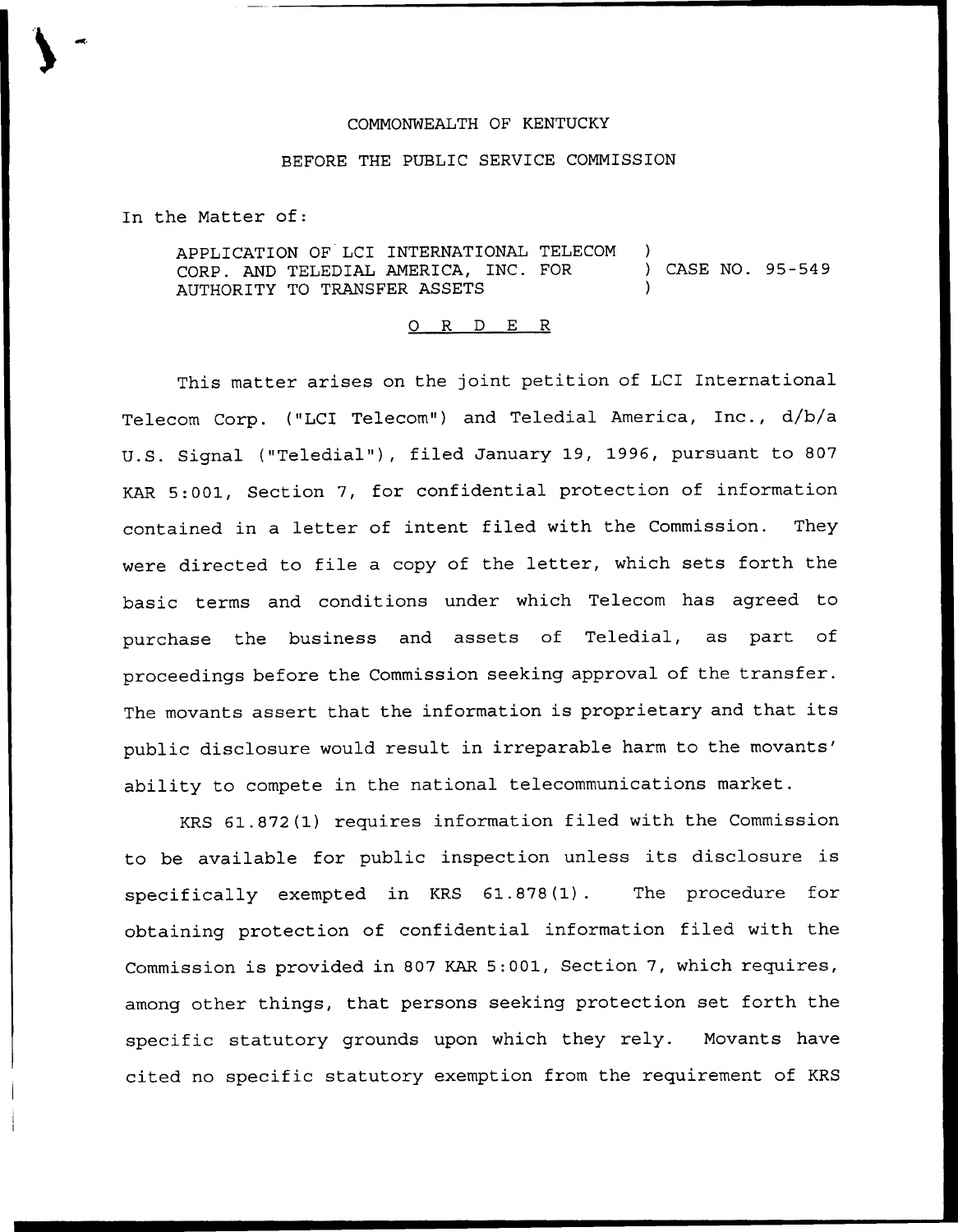COMMONWEALTH OF KENTUCKY

BEFORE THE PUBLIC SERVICE COMMISSION

In the Matter of:

| | | |
|---|---|---|
| APPLICATION OF LCI INTERNATIONAL TELECOM CORP. AND TELEDIAL AMERICA, INC. FOR AUTHORITY TO TRANSFER ASSETS | ) ) ) | CASE NO. 95-549 |

O R D E R

This matter arises on the joint petition of LCI International Telecom Corp. ("LCI Telecom") and Teledial America, Inc., d/b/a U.S. Signal ("Teledial"), filed January 19, 1996, pursuant to 807 KAR 5:001, Section 7, for confidential protection of information contained in a letter of intent filed with the Commission. They were directed to file a copy of the letter, which sets forth the basic terms and conditions under which Telecom has agreed to purchase the business and assets of Teledial, as part of proceedings before the Commission seeking approval of the transfer. The movants assert that the information is proprietary and that its public disclosure would result in irreparable harm to the movants' ability to compete in the national telecommunications market.

KRS 61.872(1) requires information filed with the Commission to be available for public inspection unless its disclosure is specifically exempted in KRS 61.878(1). The procedure for obtaining protection of confidential information filed with the Commission is provided in 807 KAR 5:001, Section 7, which requires, among other things, that persons seeking protection set forth the specific statutory grounds upon which they rely. Movants have cited no specific statutory exemption from the requirement of KRS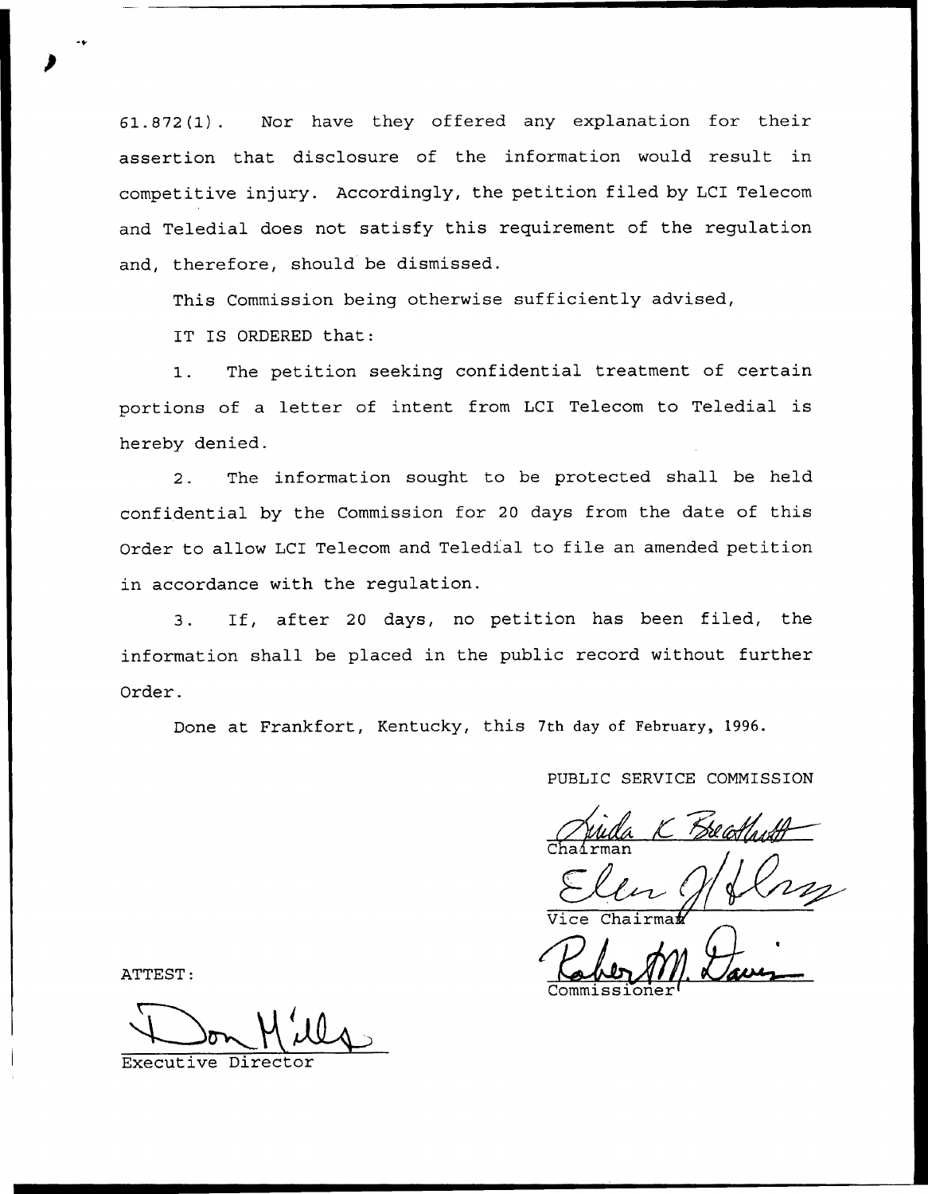61.872(1). Nor have they offered any explanation for their assertion that disclosure of the information would result in competitive injury. Accordingly, the petition filed by LCI Telecom and Teledial does not satisfy this requirement of the regulation and, therefore, should be dismissed.

This Commission being otherwise sufficiently advised,

IT IS ORDERED that:

1. The petition seeking confidential treatment of certain portions of a letter of intent from LCI Telecom to Teledial is hereby denied.

2. The information sought to be protected shall be held confidential by the Commission for 20 days from the date of this Order to allow LCI Telecom and Teledial to file an amended petition in accordance with the regulation.

3. If, after 20 days, no petition has been filed, the information shall be placed in the public record without further Order.

Done at Frankfort, Kentucky, this 7th day of February, 1996.

PUBLIC SERVICE COMMISSION

Chairman

Vice Chairman

Commissioner

ATTEST:

Executive Director